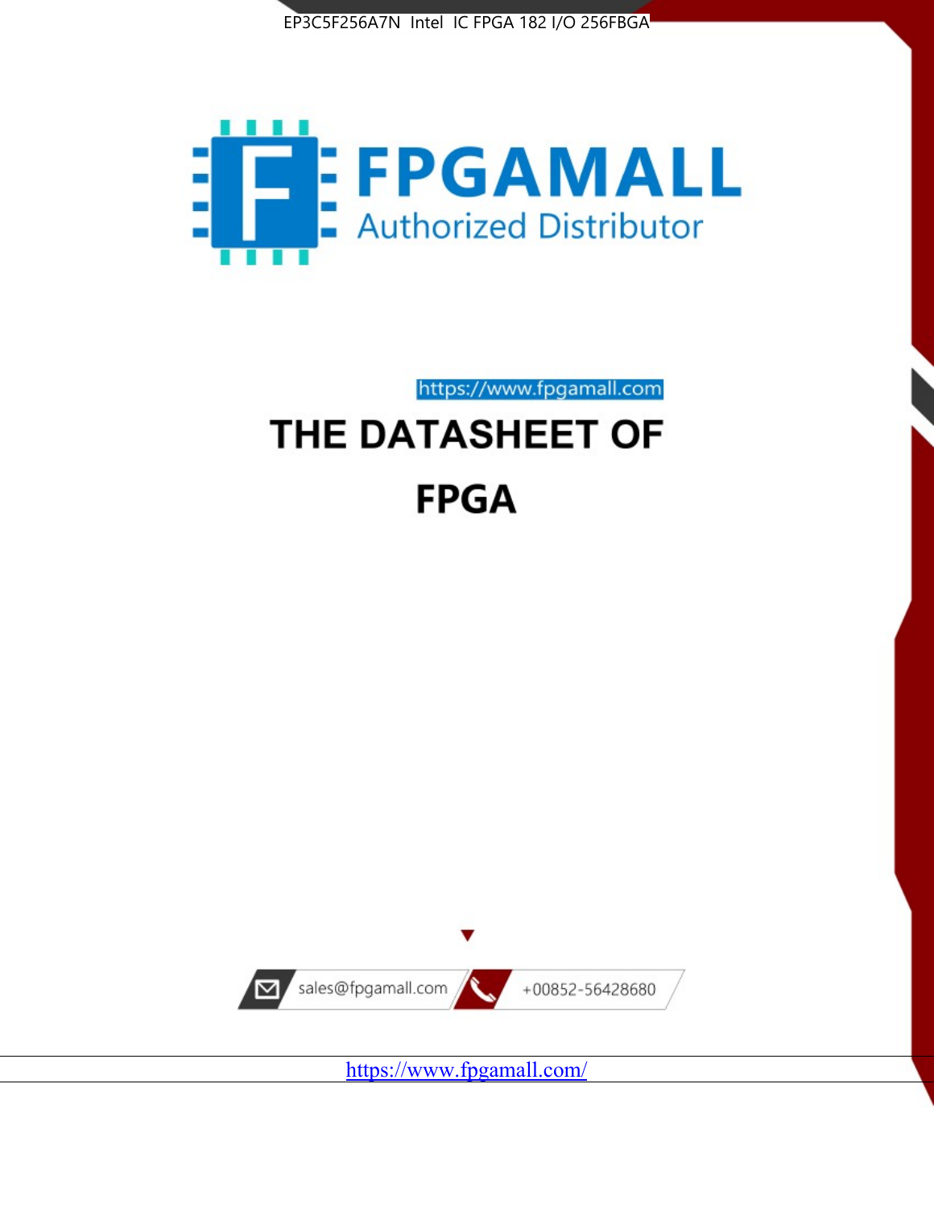EP3C5F256A7N Intel IC FPGA 182 I/O 256FBGA

FPGAMALL

Authorized Distributor

https://www.fpgamall.com

# THE DATASHEET OF

# FPGA

sales@fpgamall.com

+00852-56428680

https://www.fpgamall.com/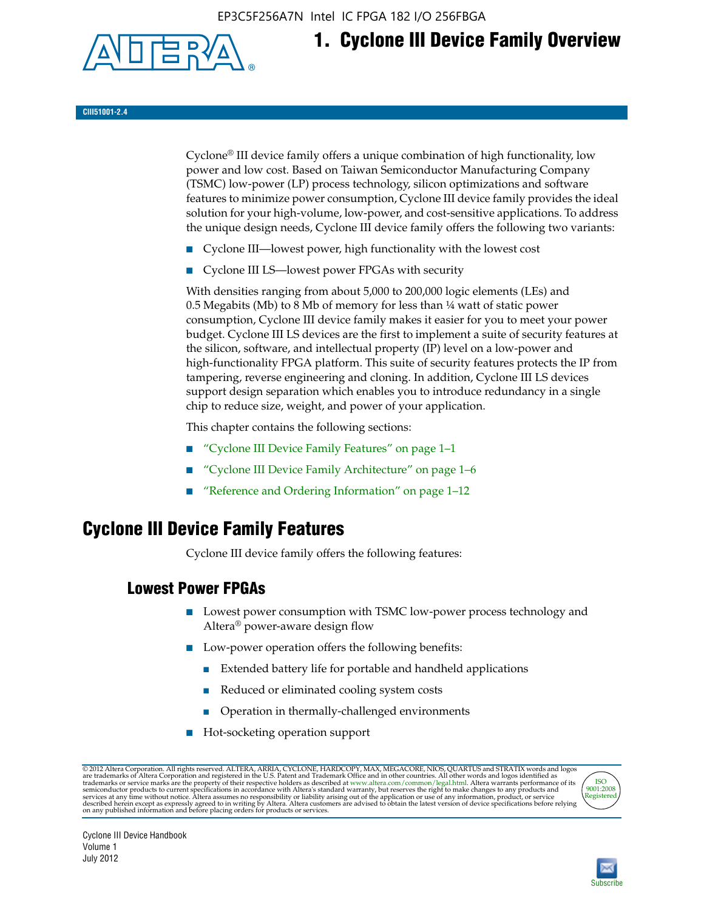# 1. Cyclone III Device Family Overview

CIII51001-2.4

Cyclone® III device family offers a unique combination of high functionality, low power and low cost. Based on Taiwan Semiconductor Manufacturing Company (TSMC) low-power (LP) process technology, silicon optimizations and software features to minimize power consumption, Cyclone III device family provides the ideal solution for your high-volume, low-power, and cost-sensitive applications. To address the unique design needs, Cyclone III device family offers the following two variants:

- Cyclone III—lowest power, high functionality with the lowest cost
- Cyclone III LS—lowest power FPGAs with security

With densities ranging from about 5,000 to 200,000 logic elements (LEs) and 0.5 Megabits (Mb) to 8 Mb of memory for less than ¼ watt of static power consumption, Cyclone III device family makes it easier for you to meet your power budget. Cyclone III LS devices are the first to implement a suite of security features at the silicon, software, and intellectual property (IP) level on a low-power and high-functionality FPGA platform. This suite of security features protects the IP from tampering, reverse engineering and cloning. In addition, Cyclone III LS devices support design separation which enables you to introduce redundancy in a single chip to reduce size, weight, and power of your application.

This chapter contains the following sections:

- "Cyclone III Device Family Features" on page 1–1
- "Cyclone III Device Family Architecture" on page 1–6
- "Reference and Ordering Information" on page 1–12

## Cyclone III Device Family Features

Cyclone III device family offers the following features:

### Lowest Power FPGAs

- Lowest power consumption with TSMC low-power process technology and Altera® power-aware design flow
- Low-power operation offers the following benefits:
  - Extended battery life for portable and handheld applications
  - Reduced or eliminated cooling system costs
  - Operation in thermally-challenged environments
- Hot-socketing operation support

© 2012 Altera Corporation. All rights reserved. ALTERA, ARRIA, CYCLONE, HARDCOPY, MAX, MEGACORE, NIOS, QUARTUS and STRATIX words and logos are trademarks of Altera Corporation and registered in the U.S. Patent and Trademark Office and in other countries. All other words and logos identified as trademarks or service marks are the property of their respective holders as described at www.altera.com/common/legal.html. Altera warrants performance of its semiconductor products to current specifications in accordance with Altera's standard warranty, but reserves the right to make changes to any products and services at any time without notice. Altera assumes no responsibility or liability arising out of the application or use of any information, product, or service described herein except as expressly agreed to in writing by Altera. Altera customers are advised to obtain the latest version of device specifications before relying on any published information and before placing orders for products or services.

Cyclone III Device Handbook
Volume 1
July 2012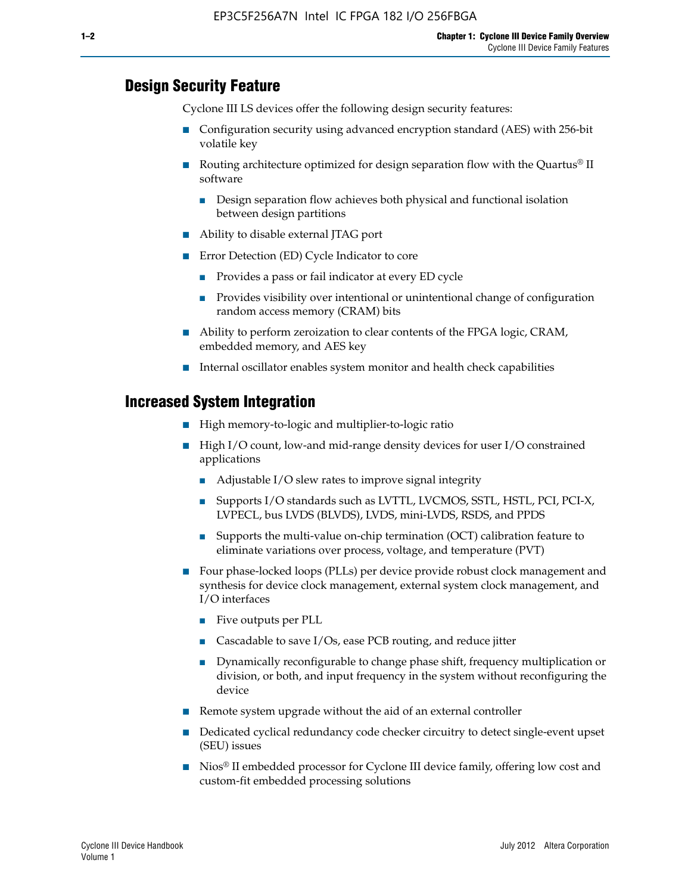## Design Security Feature

Cyclone III LS devices offer the following design security features:

- Configuration security using advanced encryption standard (AES) with 256-bit volatile key
- Routing architecture optimized for design separation flow with the Quartus® II software
  - Design separation flow achieves both physical and functional isolation between design partitions
- Ability to disable external JTAG port
- Error Detection (ED) Cycle Indicator to core
  - Provides a pass or fail indicator at every ED cycle
  - Provides visibility over intentional or unintentional change of configuration random access memory (CRAM) bits
- Ability to perform zeroization to clear contents of the FPGA logic, CRAM, embedded memory, and AES key
- Internal oscillator enables system monitor and health check capabilities

## Increased System Integration

- High memory-to-logic and multiplier-to-logic ratio
- High I/O count, low-and mid-range density devices for user I/O constrained applications
  - Adjustable I/O slew rates to improve signal integrity
  - Supports I/O standards such as LVTTL, LVCMOS, SSTL, HSTL, PCI, PCI-X, LVPECL, bus LVDS (BLVDS), LVDS, mini-LVDS, RSDS, and PPDS
  - Supports the multi-value on-chip termination (OCT) calibration feature to eliminate variations over process, voltage, and temperature (PVT)
- Four phase-locked loops (PLLs) per device provide robust clock management and synthesis for device clock management, external system clock management, and I/O interfaces
  - Five outputs per PLL
  - Cascadable to save I/Os, ease PCB routing, and reduce jitter
  - Dynamically reconfigurable to change phase shift, frequency multiplication or division, or both, and input frequency in the system without reconfiguring the device
- Remote system upgrade without the aid of an external controller
- Dedicated cyclical redundancy code checker circuitry to detect single-event upset (SEU) issues
- Nios® II embedded processor for Cyclone III device family, offering low cost and custom-fit embedded processing solutions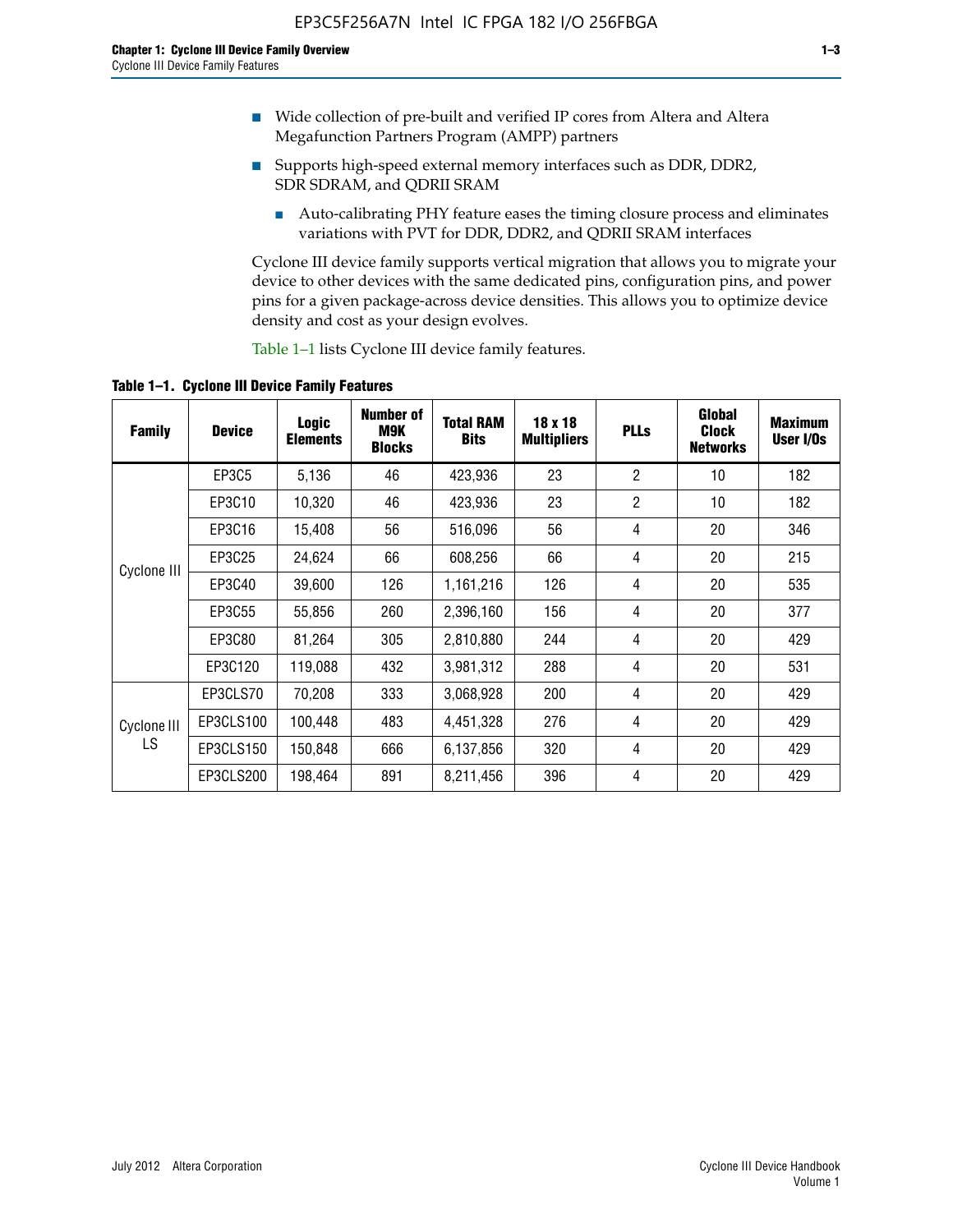- Wide collection of pre-built and verified IP cores from Altera and Altera Megafunction Partners Program (AMPP) partners
- Supports high-speed external memory interfaces such as DDR, DDR2, SDR SDRAM, and QDRII SRAM
  - Auto-calibrating PHY feature eases the timing closure process and eliminates variations with PVT for DDR, DDR2, and QDRII SRAM interfaces

Cyclone III device family supports vertical migration that allows you to migrate your device to other devices with the same dedicated pins, configuration pins, and power pins for a given package-across device densities. This allows you to optimize device density and cost as your design evolves.

Table 1–1 lists Cyclone III device family features.

**Table 1–1. Cyclone III Device Family Features**

| Family | Device | Logic Elements | Number of M9K Blocks | Total RAM Bits | 18 x 18 Multipliers | PLLs | Global Clock Networks | Maximum User I/Os |
|---|---|---|---|---|---|---|---|---|
| Cyclone III | EP3C5 | 5,136 | 46 | 423,936 | 23 | 2 | 10 | 182 |
| | EP3C10 | 10,320 | 46 | 423,936 | 23 | 2 | 10 | 182 |
| | EP3C16 | 15,408 | 56 | 516,096 | 56 | 4 | 20 | 346 |
| | EP3C25 | 24,624 | 66 | 608,256 | 66 | 4 | 20 | 215 |
| | EP3C40 | 39,600 | 126 | 1,161,216 | 126 | 4 | 20 | 535 |
| | EP3C55 | 55,856 | 260 | 2,396,160 | 156 | 4 | 20 | 377 |
| | EP3C80 | 81,264 | 305 | 2,810,880 | 244 | 4 | 20 | 429 |
| | EP3C120 | 119,088 | 432 | 3,981,312 | 288 | 4 | 20 | 531 |
| Cyclone III LS | EP3CLS70 | 70,208 | 333 | 3,068,928 | 200 | 4 | 20 | 429 |
| | EP3CLS100 | 100,448 | 483 | 4,451,328 | 276 | 4 | 20 | 429 |
| | EP3CLS150 | 150,848 | 666 | 6,137,856 | 320 | 4 | 20 | 429 |
| | EP3CLS200 | 198,464 | 891 | 8,211,456 | 396 | 4 | 20 | 429 |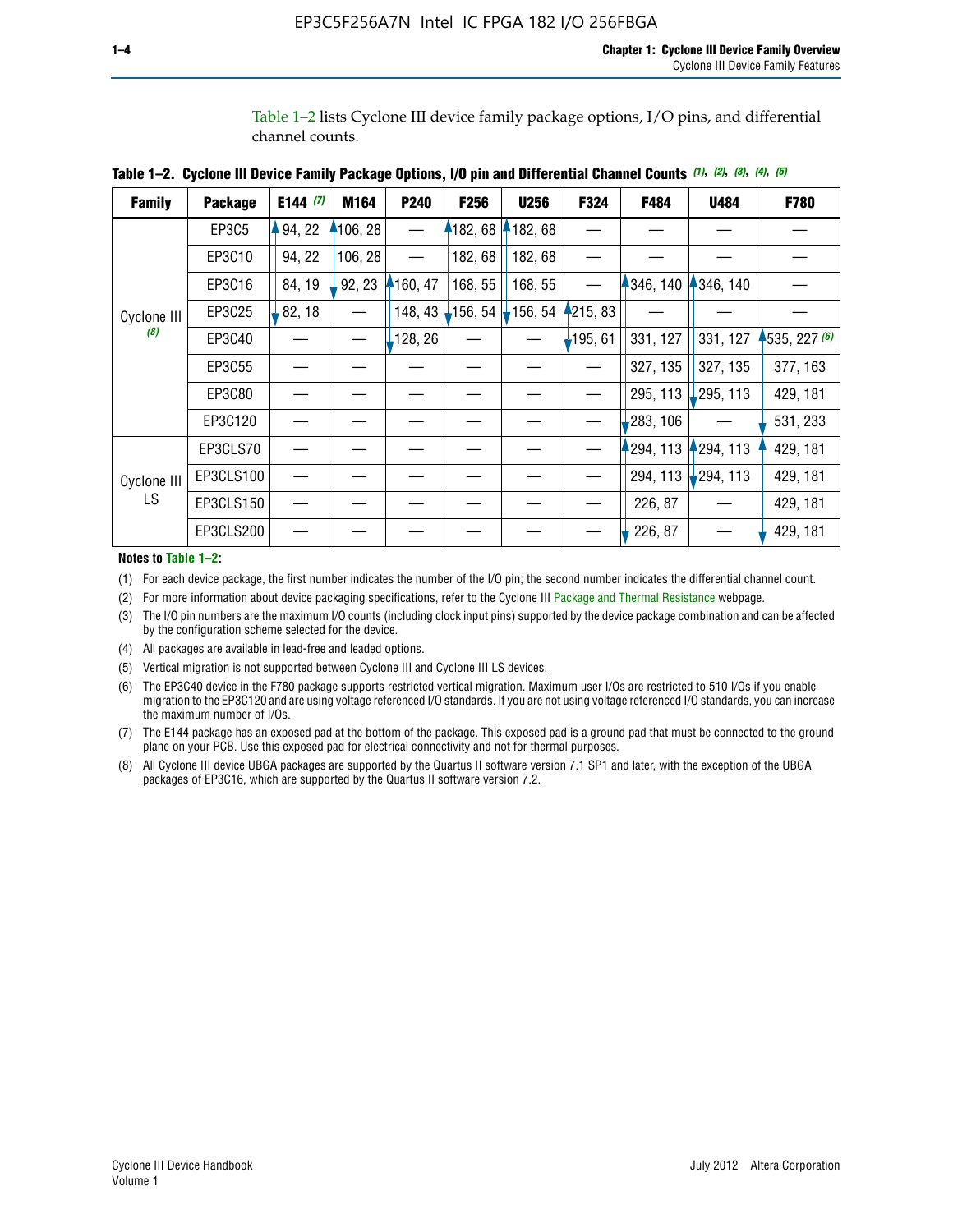Table 1–2 lists Cyclone III device family package options, I/O pins, and differential channel counts.

**Table 1–2. Cyclone III Device Family Package Options, I/O pin and Differential Channel Counts** *(1)*, *(2)*, *(3)*, *(4)*, *(5)*

| Family | Package | E144 *(7)* | M164 | P240 | F256 | U256 | F324 | F484 | U484 | F780 |
|---|---|---|---|---|---|---|---|---|---|---|
| Cyclone III *(8)* | EP3C5 | 94, 22 | 106, 28 | — | 182, 68 | 182, 68 | — | — | — | — |
| | EP3C10 | 94, 22 | 106, 28 | — | 182, 68 | 182, 68 | — | — | — | — |
| | EP3C16 | 84, 19 | 92, 23 | 160, 47 | 168, 55 | 168, 55 | — | 346, 140 | 346, 140 | — |
| | EP3C25 | 82, 18 | — | 148, 43 | 156, 54 | 156, 54 | 215, 83 | — | — | — |
| | EP3C40 | — | — | 128, 26 | — | — | 195, 61 | 331, 127 | 331, 127 | 535, 227 *(6)* |
| | EP3C55 | — | — | — | — | — | — | 327, 135 | 327, 135 | 377, 163 |
| | EP3C80 | — | — | — | — | — | — | 295, 113 | 295, 113 | 429, 181 |
| | EP3C120 | — | — | — | — | — | — | 283, 106 | — | 531, 233 |
| Cyclone III LS | EP3CLS70 | — | — | — | — | — | — | 294, 113 | 294, 113 | 429, 181 |
| | EP3CLS100 | — | — | — | — | — | — | 294, 113 | 294, 113 | 429, 181 |
| | EP3CLS150 | — | — | — | — | — | — | 226, 87 | — | 429, 181 |
| | EP3CLS200 | — | — | — | — | — | — | 226, 87 | — | 429, 181 |

**Notes to Table 1–2:**

(1) For each device package, the first number indicates the number of the I/O pin; the second number indicates the differential channel count.

(2) For more information about device packaging specifications, refer to the Cyclone III Package and Thermal Resistance webpage.

(3) The I/O pin numbers are the maximum I/O counts (including clock input pins) supported by the device package combination and can be affected by the configuration scheme selected for the device.

(4) All packages are available in lead-free and leaded options.

(5) Vertical migration is not supported between Cyclone III and Cyclone III LS devices.

(6) The EP3C40 device in the F780 package supports restricted vertical migration. Maximum user I/Os are restricted to 510 I/Os if you enable migration to the EP3C120 and are using voltage referenced I/O standards. If you are not using voltage referenced I/O standards, you can increase the maximum number of I/Os.

(7) The E144 package has an exposed pad at the bottom of the package. This exposed pad is a ground pad that must be connected to the ground plane on your PCB. Use this exposed pad for electrical connectivity and not for thermal purposes.

(8) All Cyclone III device UBGA packages are supported by the Quartus II software version 7.1 SP1 and later, with the exception of the UBGA packages of EP3C16, which are supported by the Quartus II software version 7.2.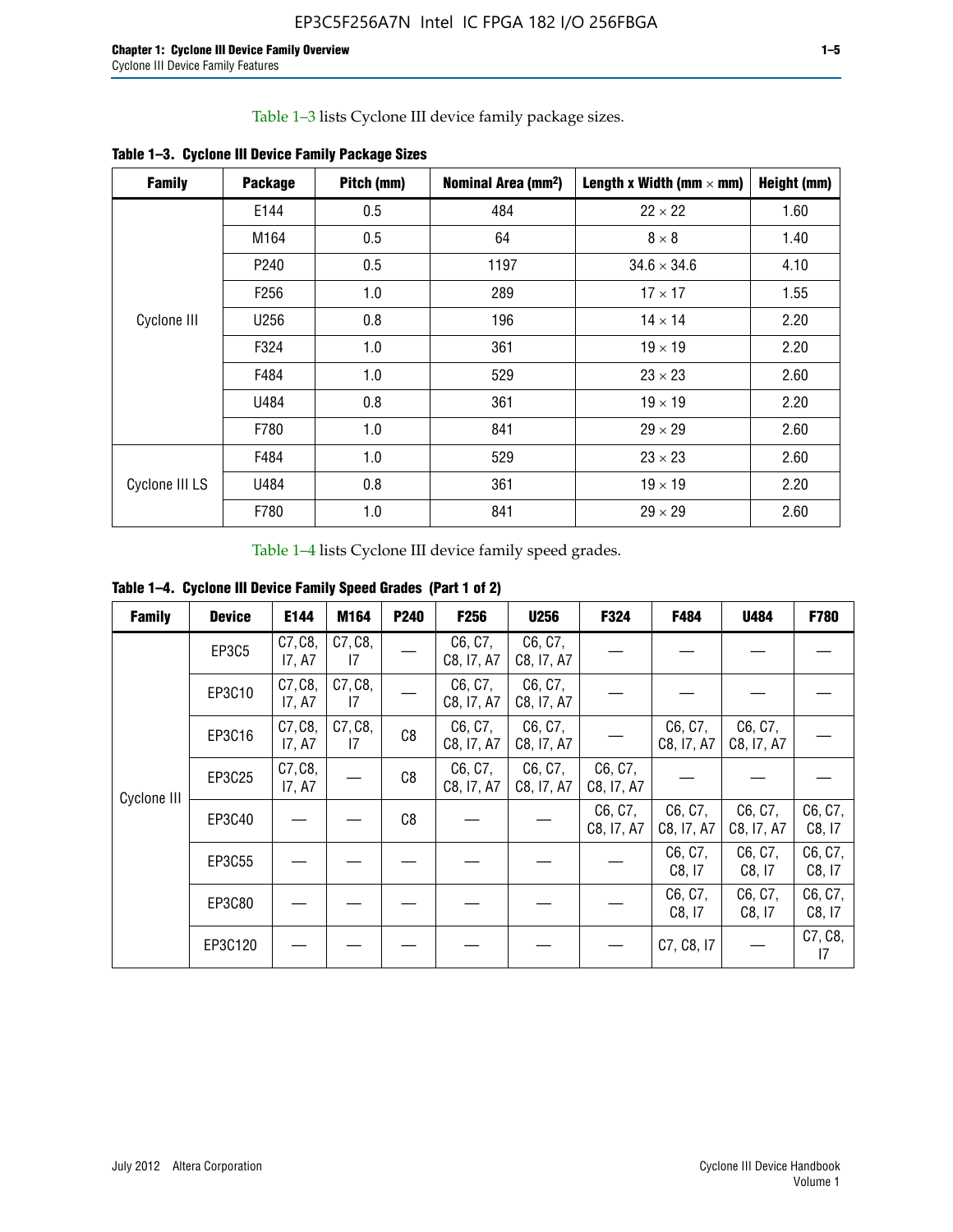Table 1–3 lists Cyclone III device family package sizes.

**Table 1–3. Cyclone III Device Family Package Sizes**

| Family | Package | Pitch (mm) | Nominal Area (mm²) | Length x Width (mm × mm) | Height (mm) |
|---|---|---|---|---|---|
| Cyclone III | E144 | 0.5 | 484 | 22 × 22 | 1.60 |
| | M164 | 0.5 | 64 | 8 × 8 | 1.40 |
| | P240 | 0.5 | 1197 | 34.6 × 34.6 | 4.10 |
| | F256 | 1.0 | 289 | 17 × 17 | 1.55 |
| | U256 | 0.8 | 196 | 14 × 14 | 2.20 |
| | F324 | 1.0 | 361 | 19 × 19 | 2.20 |
| | F484 | 1.0 | 529 | 23 × 23 | 2.60 |
| | U484 | 0.8 | 361 | 19 × 19 | 2.20 |
| | F780 | 1.0 | 841 | 29 × 29 | 2.60 |
| Cyclone III LS | F484 | 1.0 | 529 | 23 × 23 | 2.60 |
| | U484 | 0.8 | 361 | 19 × 19 | 2.20 |
| | F780 | 1.0 | 841 | 29 × 29 | 2.60 |

Table 1–4 lists Cyclone III device family speed grades.

**Table 1–4. Cyclone III Device Family Speed Grades (Part 1 of 2)**

| Family | Device | E144 | M164 | P240 | F256 | U256 | F324 | F484 | U484 | F780 |
|---|---|---|---|---|---|---|---|---|---|---|
| Cyclone III | EP3C5 | C7, C8, I7, A7 | C7, C8, I7 | — | C6, C7, C8, I7, A7 | C6, C7, C8, I7, A7 | — | — | — | — |
| | EP3C10 | C7, C8, I7, A7 | C7, C8, I7 | — | C6, C7, C8, I7, A7 | C6, C7, C8, I7, A7 | — | — | — | — |
| | EP3C16 | C7, C8, I7, A7 | C7, C8, I7 | C8 | C6, C7, C8, I7, A7 | C6, C7, C8, I7, A7 | — | C6, C7, C8, I7, A7 | C6, C7, C8, I7, A7 | — |
| | EP3C25 | C7, C8, I7, A7 | — | C8 | C6, C7, C8, I7, A7 | C6, C7, C8, I7, A7 | C6, C7, C8, I7, A7 | — | — | — |
| | EP3C40 | — | — | C8 | — | — | C6, C7, C8, I7, A7 | C6, C7, C8, I7, A7 | C6, C7, C8, I7, A7 | C6, C7, C8, I7 |
| | EP3C55 | — | — | — | — | — | — | C6, C7, C8, I7 | C6, C7, C8, I7 | C6, C7, C8, I7 |
| | EP3C80 | — | — | — | — | — | — | C6, C7, C8, I7 | C6, C7, C8, I7 | C6, C7, C8, I7 |
| | EP3C120 | — | — | — | — | — | — | C7, C8, I7 | — | C7, C8, I7 |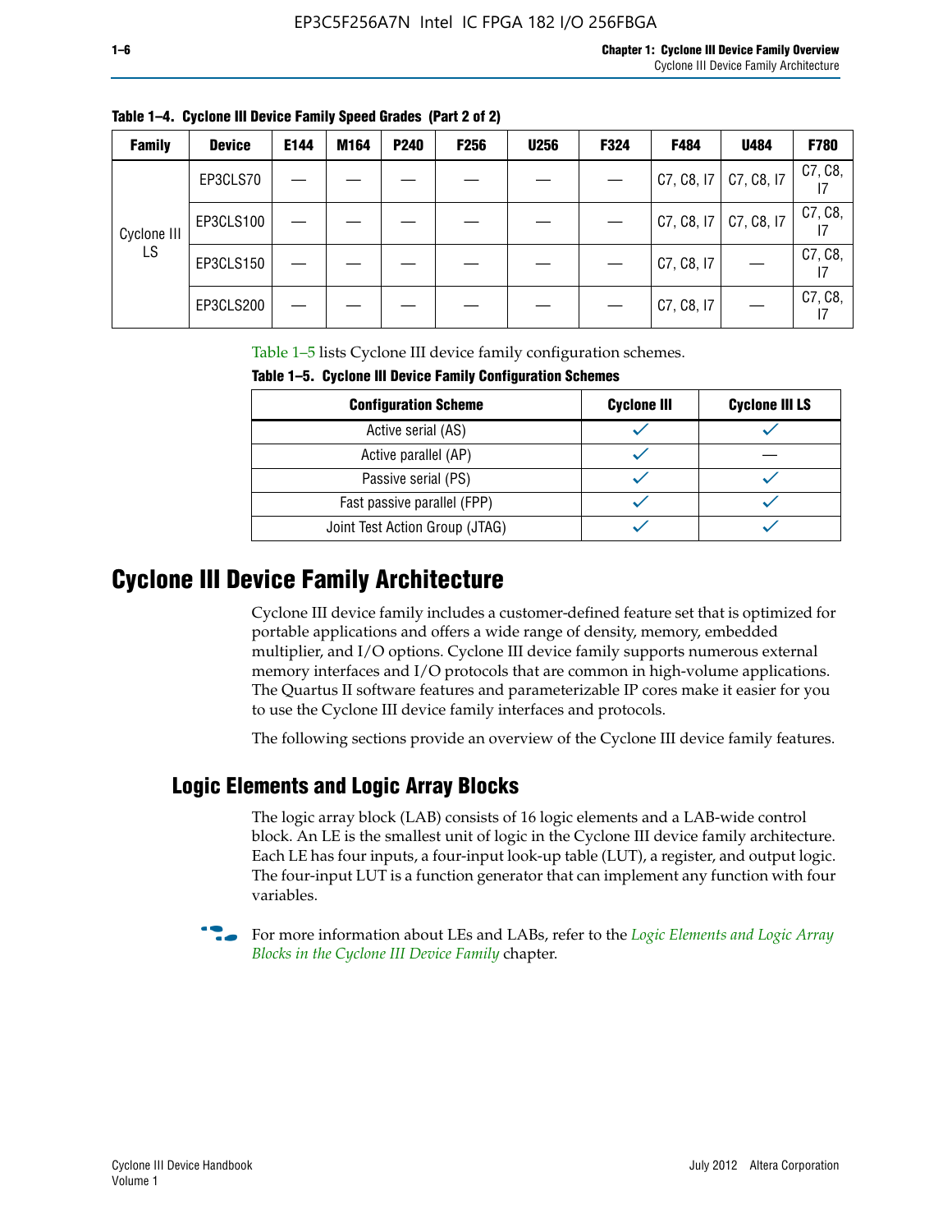**Table 1–4. Cyclone III Device Family Speed Grades (Part 2 of 2)**

| Family | Device | E144 | M164 | P240 | F256 | U256 | F324 | F484 | U484 | F780 |
|---|---|---|---|---|---|---|---|---|---|---|
| Cyclone III LS | EP3CLS70 | — | — | — | — | — | — | C7, C8, I7 | C7, C8, I7 | C7, C8, I7 |
| | EP3CLS100 | — | — | — | — | — | — | C7, C8, I7 | C7, C8, I7 | C7, C8, I7 |
| | EP3CLS150 | — | — | — | — | — | — | C7, C8, I7 | — | C7, C8, I7 |
| | EP3CLS200 | — | — | — | — | — | — | C7, C8, I7 | — | C7, C8, I7 |

Table 1–5 lists Cyclone III device family configuration schemes.

**Table 1–5. Cyclone III Device Family Configuration Schemes**

| Configuration Scheme | Cyclone III | Cyclone III LS |
|---|---|---|
| Active serial (AS) | ✓ | ✓ |
| Active parallel (AP) | ✓ | — |
| Passive serial (PS) | ✓ | ✓ |
| Fast passive parallel (FPP) | ✓ | ✓ |
| Joint Test Action Group (JTAG) | ✓ | ✓ |

# Cyclone III Device Family Architecture

Cyclone III device family includes a customer-defined feature set that is optimized for portable applications and offers a wide range of density, memory, embedded multiplier, and I/O options. Cyclone III device family supports numerous external memory interfaces and I/O protocols that are common in high-volume applications. The Quartus II software features and parameterizable IP cores make it easier for you to use the Cyclone III device family interfaces and protocols.

The following sections provide an overview of the Cyclone III device family features.

## Logic Elements and Logic Array Blocks

The logic array block (LAB) consists of 16 logic elements and a LAB-wide control block. An LE is the smallest unit of logic in the Cyclone III device family architecture. Each LE has four inputs, a four-input look-up table (LUT), a register, and output logic. The four-input LUT is a function generator that can implement any function with four variables.

For more information about LEs and LABs, refer to the *Logic Elements and Logic Array Blocks in the Cyclone III Device Family* chapter.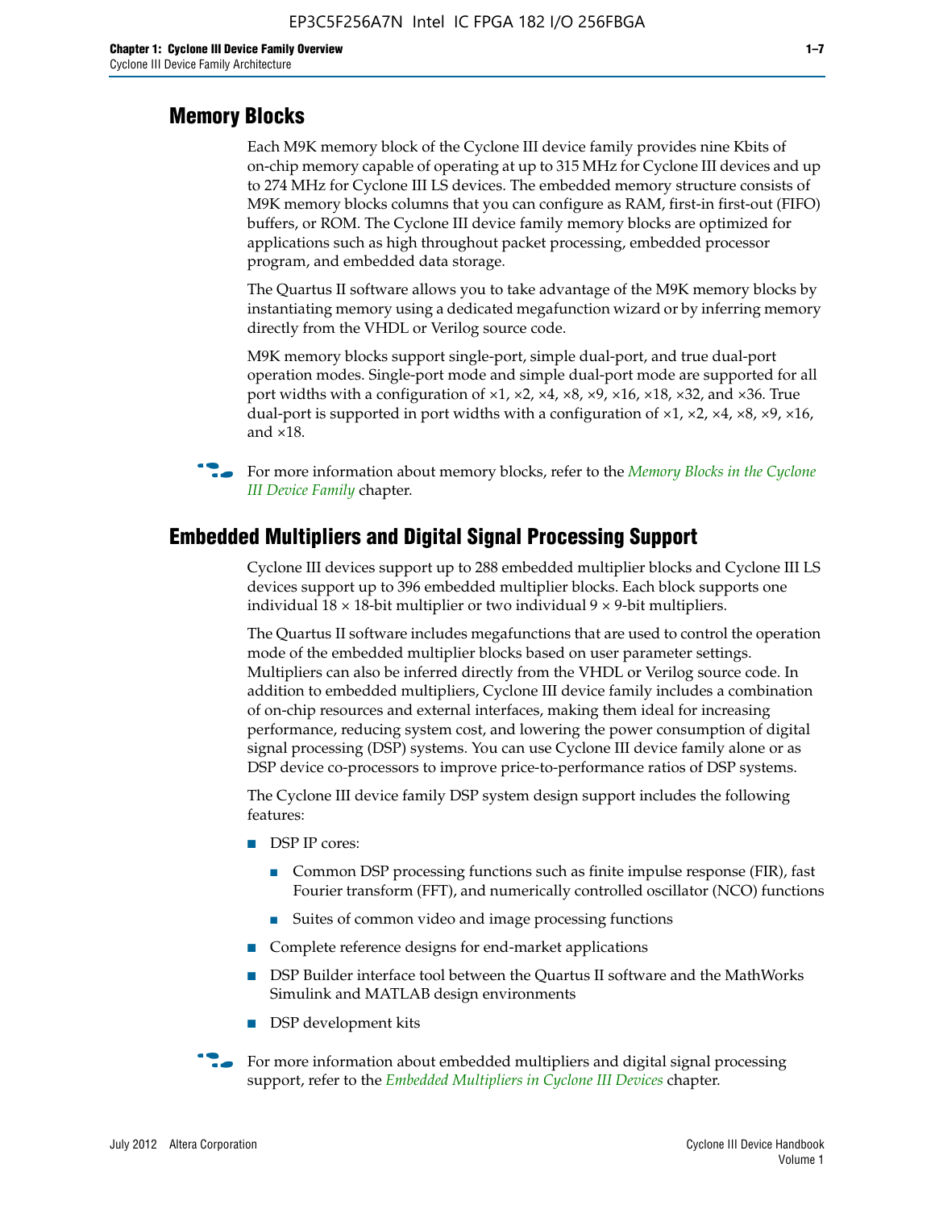## Memory Blocks

Each M9K memory block of the Cyclone III device family provides nine Kbits of on-chip memory capable of operating at up to 315 MHz for Cyclone III devices and up to 274 MHz for Cyclone III LS devices. The embedded memory structure consists of M9K memory blocks columns that you can configure as RAM, first-in first-out (FIFO) buffers, or ROM. The Cyclone III device family memory blocks are optimized for applications such as high throughout packet processing, embedded processor program, and embedded data storage.

The Quartus II software allows you to take advantage of the M9K memory blocks by instantiating memory using a dedicated megafunction wizard or by inferring memory directly from the VHDL or Verilog source code.

M9K memory blocks support single-port, simple dual-port, and true dual-port operation modes. Single-port mode and simple dual-port mode are supported for all port widths with a configuration of ×1, ×2, ×4, ×8, ×9, ×16, ×18, ×32, and ×36. True dual-port is supported in port widths with a configuration of ×1, ×2, ×4, ×8, ×9, ×16, and ×18.

For more information about memory blocks, refer to the *Memory Blocks in the Cyclone III Device Family* chapter.

## Embedded Multipliers and Digital Signal Processing Support

Cyclone III devices support up to 288 embedded multiplier blocks and Cyclone III LS devices support up to 396 embedded multiplier blocks. Each block supports one individual 18 × 18-bit multiplier or two individual 9 × 9-bit multipliers.

The Quartus II software includes megafunctions that are used to control the operation mode of the embedded multiplier blocks based on user parameter settings. Multipliers can also be inferred directly from the VHDL or Verilog source code. In addition to embedded multipliers, Cyclone III device family includes a combination of on-chip resources and external interfaces, making them ideal for increasing performance, reducing system cost, and lowering the power consumption of digital signal processing (DSP) systems. You can use Cyclone III device family alone or as DSP device co-processors to improve price-to-performance ratios of DSP systems.

The Cyclone III device family DSP system design support includes the following features:

- DSP IP cores:
  - Common DSP processing functions such as finite impulse response (FIR), fast Fourier transform (FFT), and numerically controlled oscillator (NCO) functions
  - Suites of common video and image processing functions
- Complete reference designs for end-market applications
- DSP Builder interface tool between the Quartus II software and the MathWorks Simulink and MATLAB design environments
- DSP development kits

For more information about embedded multipliers and digital signal processing support, refer to the *Embedded Multipliers in Cyclone III Devices* chapter.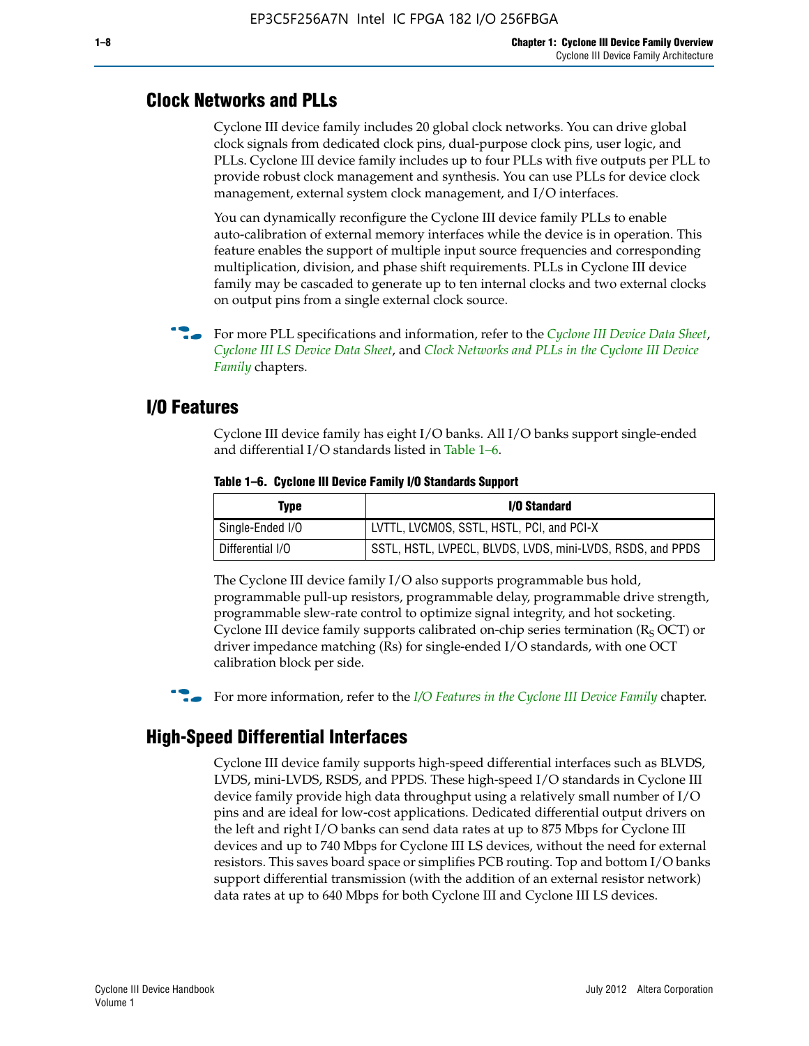## Clock Networks and PLLs

Cyclone III device family includes 20 global clock networks. You can drive global clock signals from dedicated clock pins, dual-purpose clock pins, user logic, and PLLs. Cyclone III device family includes up to four PLLs with five outputs per PLL to provide robust clock management and synthesis. You can use PLLs for device clock management, external system clock management, and I/O interfaces.

You can dynamically reconfigure the Cyclone III device family PLLs to enable auto-calibration of external memory interfaces while the device is in operation. This feature enables the support of multiple input source frequencies and corresponding multiplication, division, and phase shift requirements. PLLs in Cyclone III device family may be cascaded to generate up to ten internal clocks and two external clocks on output pins from a single external clock source.

For more PLL specifications and information, refer to the *Cyclone III Device Data Sheet*, *Cyclone III LS Device Data Sheet*, and *Clock Networks and PLLs in the Cyclone III Device Family* chapters.

## I/O Features

Cyclone III device family has eight I/O banks. All I/O banks support single-ended and differential I/O standards listed in Table 1–6.

**Table 1–6. Cyclone III Device Family I/O Standards Support**

| Type | I/O Standard |
|---|---|
| Single-Ended I/O | LVTTL, LVCMOS, SSTL, HSTL, PCI, and PCI-X |
| Differential I/O | SSTL, HSTL, LVPECL, BLVDS, LVDS, mini-LVDS, RSDS, and PPDS |

The Cyclone III device family I/O also supports programmable bus hold, programmable pull-up resistors, programmable delay, programmable drive strength, programmable slew-rate control to optimize signal integrity, and hot socketing. Cyclone III device family supports calibrated on-chip series termination ($R_S$ OCT) or driver impedance matching (Rs) for single-ended I/O standards, with one OCT calibration block per side.

For more information, refer to the *I/O Features in the Cyclone III Device Family* chapter.

## High-Speed Differential Interfaces

Cyclone III device family supports high-speed differential interfaces such as BLVDS, LVDS, mini-LVDS, RSDS, and PPDS. These high-speed I/O standards in Cyclone III device family provide high data throughput using a relatively small number of I/O pins and are ideal for low-cost applications. Dedicated differential output drivers on the left and right I/O banks can send data rates at up to 875 Mbps for Cyclone III devices and up to 740 Mbps for Cyclone III LS devices, without the need for external resistors. This saves board space or simplifies PCB routing. Top and bottom I/O banks support differential transmission (with the addition of an external resistor network) data rates at up to 640 Mbps for both Cyclone III and Cyclone III LS devices.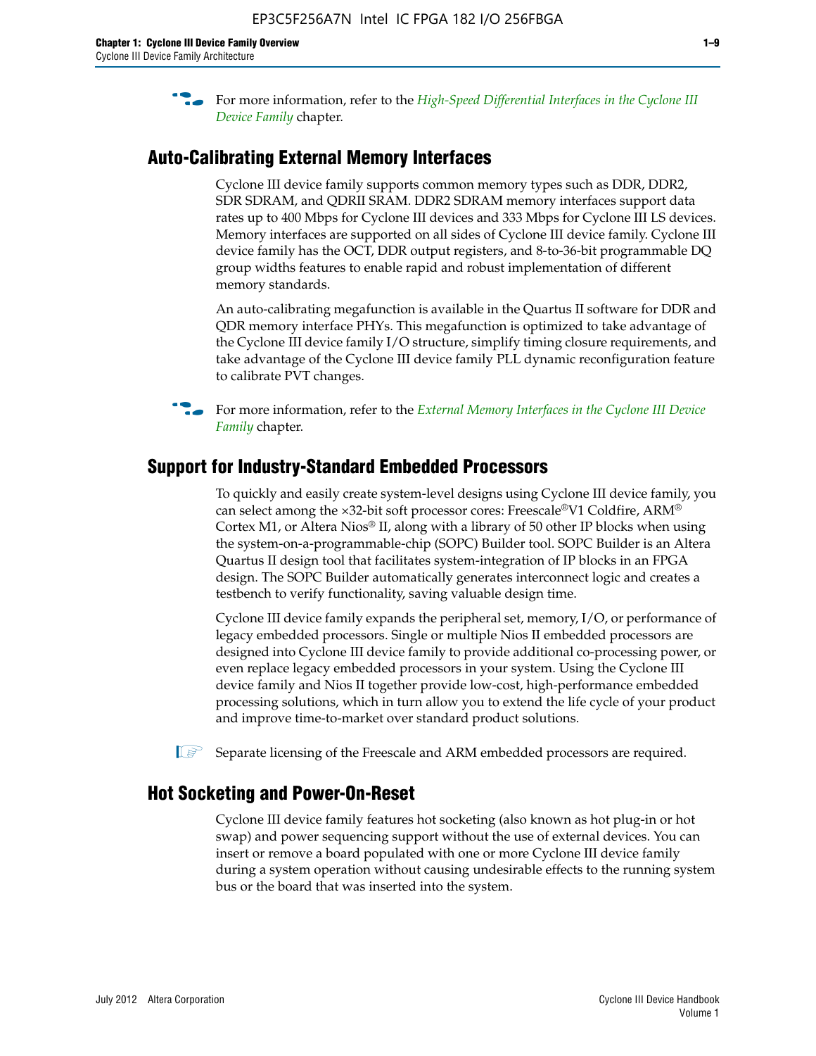For more information, refer to the *High-Speed Differential Interfaces in the Cyclone III Device Family* chapter.

## Auto-Calibrating External Memory Interfaces

Cyclone III device family supports common memory types such as DDR, DDR2, SDR SDRAM, and QDRII SRAM. DDR2 SDRAM memory interfaces support data rates up to 400 Mbps for Cyclone III devices and 333 Mbps for Cyclone III LS devices. Memory interfaces are supported on all sides of Cyclone III device family. Cyclone III device family has the OCT, DDR output registers, and 8-to-36-bit programmable DQ group widths features to enable rapid and robust implementation of different memory standards.

An auto-calibrating megafunction is available in the Quartus II software for DDR and QDR memory interface PHYs. This megafunction is optimized to take advantage of the Cyclone III device family I/O structure, simplify timing closure requirements, and take advantage of the Cyclone III device family PLL dynamic reconfiguration feature to calibrate PVT changes.

For more information, refer to the *External Memory Interfaces in the Cyclone III Device Family* chapter.

## Support for Industry-Standard Embedded Processors

To quickly and easily create system-level designs using Cyclone III device family, you can select among the ×32-bit soft processor cores: Freescale®V1 Coldfire, ARM® Cortex M1, or Altera Nios® II, along with a library of 50 other IP blocks when using the system-on-a-programmable-chip (SOPC) Builder tool. SOPC Builder is an Altera Quartus II design tool that facilitates system-integration of IP blocks in an FPGA design. The SOPC Builder automatically generates interconnect logic and creates a testbench to verify functionality, saving valuable design time.

Cyclone III device family expands the peripheral set, memory, I/O, or performance of legacy embedded processors. Single or multiple Nios II embedded processors are designed into Cyclone III device family to provide additional co-processing power, or even replace legacy embedded processors in your system. Using the Cyclone III device family and Nios II together provide low-cost, high-performance embedded processing solutions, which in turn allow you to extend the life cycle of your product and improve time-to-market over standard product solutions.

Separate licensing of the Freescale and ARM embedded processors are required.

## Hot Socketing and Power-On-Reset

Cyclone III device family features hot socketing (also known as hot plug-in or hot swap) and power sequencing support without the use of external devices. You can insert or remove a board populated with one or more Cyclone III device family during a system operation without causing undesirable effects to the running system bus or the board that was inserted into the system.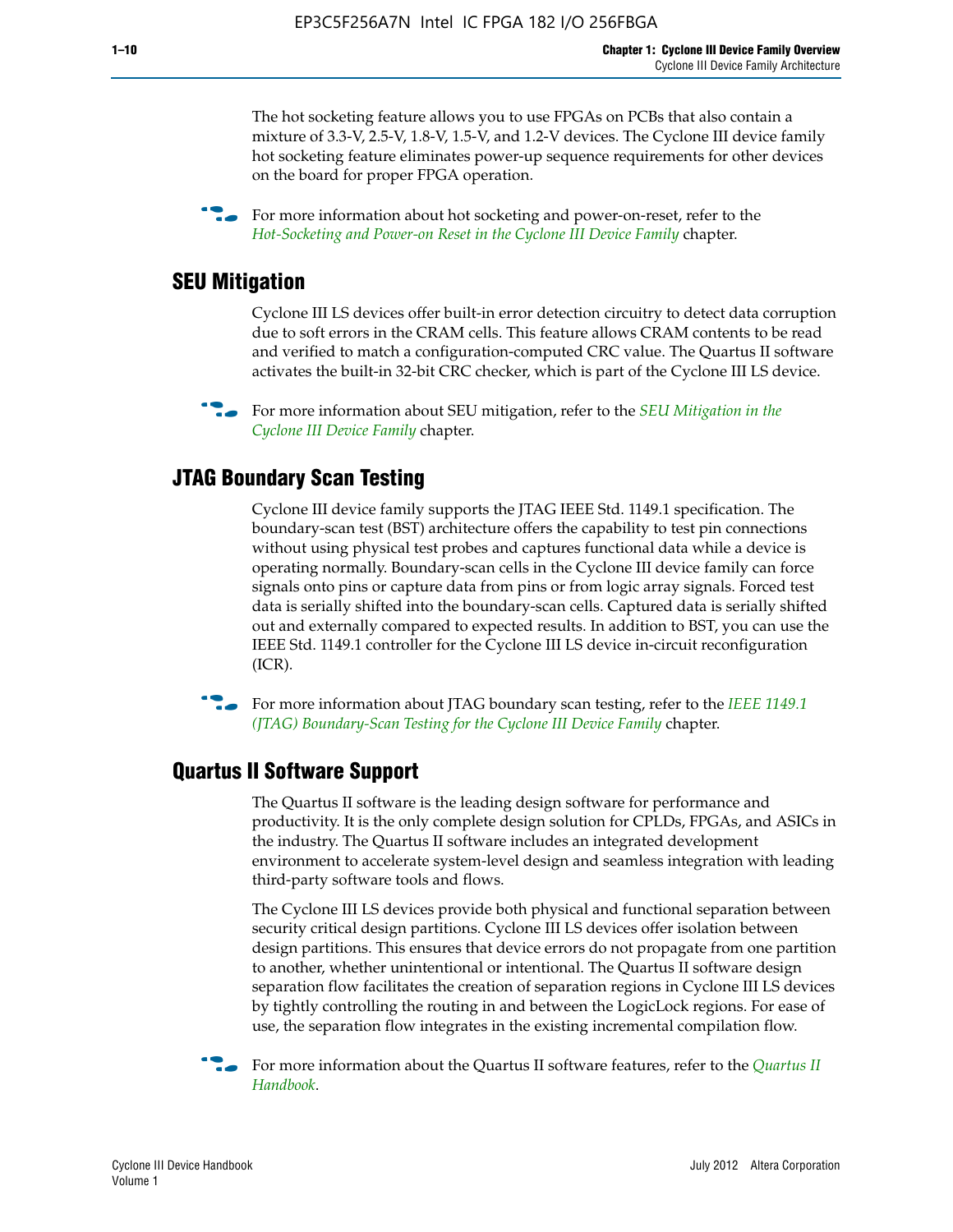The hot socketing feature allows you to use FPGAs on PCBs that also contain a mixture of 3.3-V, 2.5-V, 1.8-V, 1.5-V, and 1.2-V devices. The Cyclone III device family hot socketing feature eliminates power-up sequence requirements for other devices on the board for proper FPGA operation.

For more information about hot socketing and power-on-reset, refer to the *Hot-Socketing and Power-on Reset in the Cyclone III Device Family* chapter.

## SEU Mitigation

Cyclone III LS devices offer built-in error detection circuitry to detect data corruption due to soft errors in the CRAM cells. This feature allows CRAM contents to be read and verified to match a configuration-computed CRC value. The Quartus II software activates the built-in 32-bit CRC checker, which is part of the Cyclone III LS device.

For more information about SEU mitigation, refer to the *SEU Mitigation in the Cyclone III Device Family* chapter.

## JTAG Boundary Scan Testing

Cyclone III device family supports the JTAG IEEE Std. 1149.1 specification. The boundary-scan test (BST) architecture offers the capability to test pin connections without using physical test probes and captures functional data while a device is operating normally. Boundary-scan cells in the Cyclone III device family can force signals onto pins or capture data from pins or from logic array signals. Forced test data is serially shifted into the boundary-scan cells. Captured data is serially shifted out and externally compared to expected results. In addition to BST, you can use the IEEE Std. 1149.1 controller for the Cyclone III LS device in-circuit reconfiguration (ICR).

For more information about JTAG boundary scan testing, refer to the *IEEE 1149.1 (JTAG) Boundary-Scan Testing for the Cyclone III Device Family* chapter.

## Quartus II Software Support

The Quartus II software is the leading design software for performance and productivity. It is the only complete design solution for CPLDs, FPGAs, and ASICs in the industry. The Quartus II software includes an integrated development environment to accelerate system-level design and seamless integration with leading third-party software tools and flows.

The Cyclone III LS devices provide both physical and functional separation between security critical design partitions. Cyclone III LS devices offer isolation between design partitions. This ensures that device errors do not propagate from one partition to another, whether unintentional or intentional. The Quartus II software design separation flow facilitates the creation of separation regions in Cyclone III LS devices by tightly controlling the routing in and between the LogicLock regions. For ease of use, the separation flow integrates in the existing incremental compilation flow.

For more information about the Quartus II software features, refer to the *Quartus II Handbook*.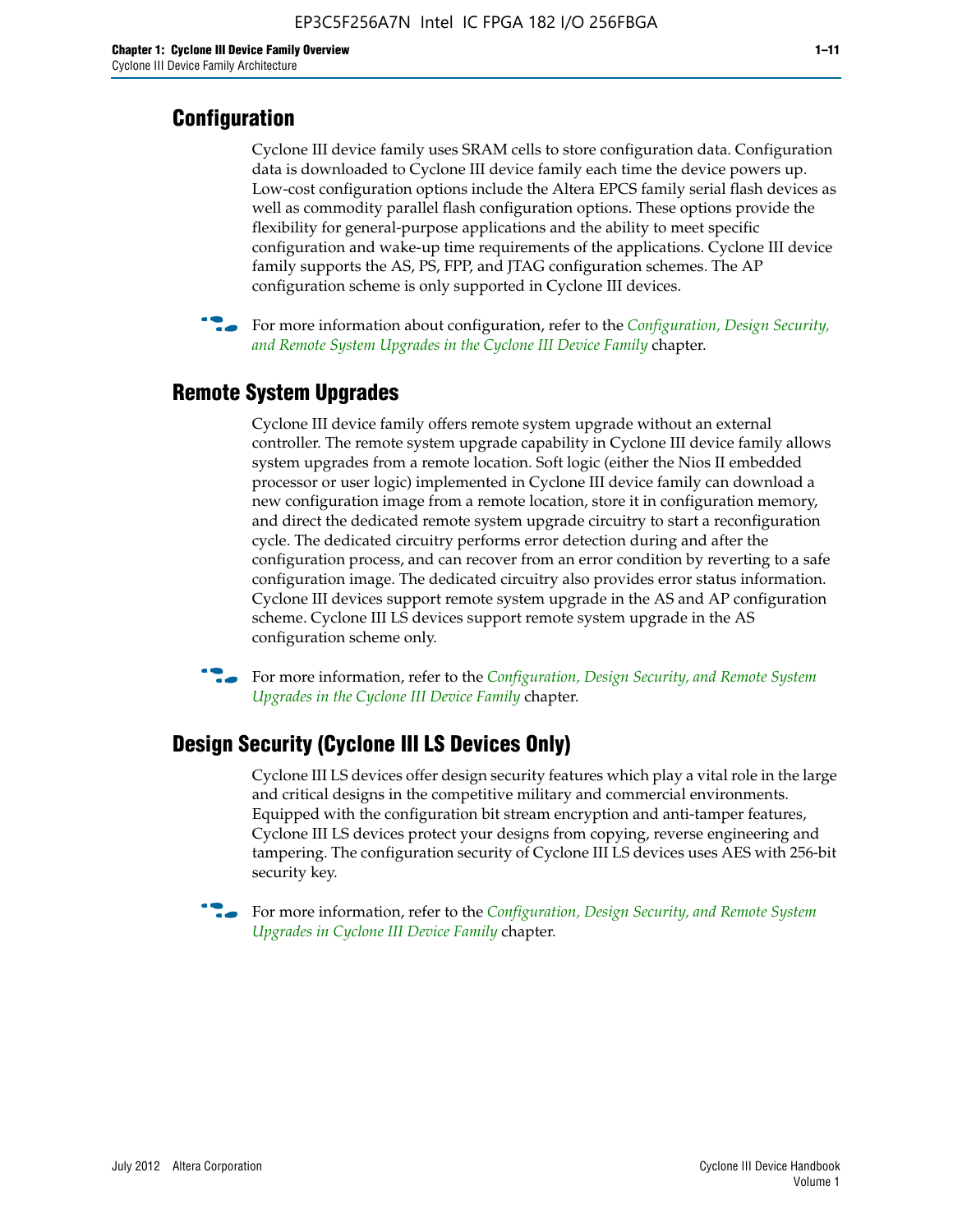## Configuration

Cyclone III device family uses SRAM cells to store configuration data. Configuration data is downloaded to Cyclone III device family each time the device powers up. Low-cost configuration options include the Altera EPCS family serial flash devices as well as commodity parallel flash configuration options. These options provide the flexibility for general-purpose applications and the ability to meet specific configuration and wake-up time requirements of the applications. Cyclone III device family supports the AS, PS, FPP, and JTAG configuration schemes. The AP configuration scheme is only supported in Cyclone III devices.

For more information about configuration, refer to the *Configuration, Design Security, and Remote System Upgrades in the Cyclone III Device Family* chapter.

## Remote System Upgrades

Cyclone III device family offers remote system upgrade without an external controller. The remote system upgrade capability in Cyclone III device family allows system upgrades from a remote location. Soft logic (either the Nios II embedded processor or user logic) implemented in Cyclone III device family can download a new configuration image from a remote location, store it in configuration memory, and direct the dedicated remote system upgrade circuitry to start a reconfiguration cycle. The dedicated circuitry performs error detection during and after the configuration process, and can recover from an error condition by reverting to a safe configuration image. The dedicated circuitry also provides error status information. Cyclone III devices support remote system upgrade in the AS and AP configuration scheme. Cyclone III LS devices support remote system upgrade in the AS configuration scheme only.

For more information, refer to the *Configuration, Design Security, and Remote System Upgrades in the Cyclone III Device Family* chapter.

## Design Security (Cyclone III LS Devices Only)

Cyclone III LS devices offer design security features which play a vital role in the large and critical designs in the competitive military and commercial environments. Equipped with the configuration bit stream encryption and anti-tamper features, Cyclone III LS devices protect your designs from copying, reverse engineering and tampering. The configuration security of Cyclone III LS devices uses AES with 256-bit security key.

For more information, refer to the *Configuration, Design Security, and Remote System Upgrades in Cyclone III Device Family* chapter.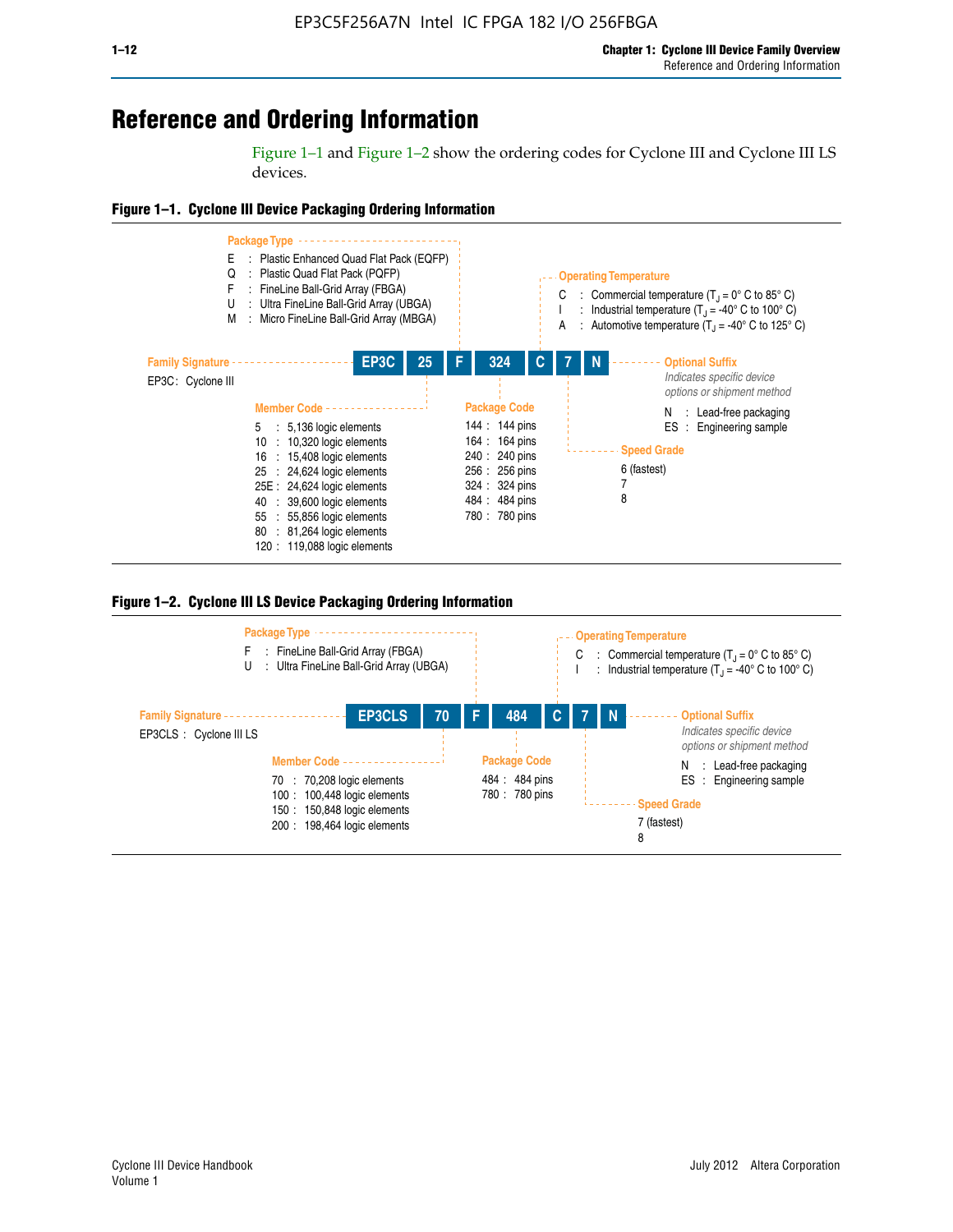# Reference and Ordering Information

Figure 1–1 and Figure 1–2 show the ordering codes for Cyclone III and Cyclone III LS devices.

**Figure 1–1. Cyclone III Device Packaging Ordering Information**

**EP3C 25 F 324 C 7 N**

**Family Signature**

EP3C : Cyclone III

**Member Code**

- 5 : 5,136 logic elements
- 10 : 10,320 logic elements
- 16 : 15,408 logic elements
- 25 : 24,624 logic elements
- 25E : 24,624 logic elements
- 40 : 39,600 logic elements
- 55 : 55,856 logic elements
- 80 : 81,264 logic elements
- 120 : 119,088 logic elements

**Package Type**

- E : Plastic Enhanced Quad Flat Pack (EQFP)
- Q : Plastic Quad Flat Pack (PQFP)
- F : FineLine Ball-Grid Array (FBGA)
- U : Ultra FineLine Ball-Grid Array (UBGA)
- M : Micro FineLine Ball-Grid Array (MBGA)

**Package Code**

- 144 : 144 pins
- 164 : 164 pins
- 240 : 240 pins
- 256 : 256 pins
- 324 : 324 pins
- 484 : 484 pins
- 780 : 780 pins

**Operating Temperature**

- C : Commercial temperature ($T_J$ = 0° C to 85° C)
- I : Industrial temperature ($T_J$ = -40° C to 100° C)
- A : Automotive temperature ($T_J$ = -40° C to 125° C)

**Speed Grade**

- 6 (fastest)
- 7
- 8

**Optional Suffix**

*Indicates specific device options or shipment method*

- N : Lead-free packaging
- ES : Engineering sample

**Figure 1–2. Cyclone III LS Device Packaging Ordering Information**

**EP3CLS 70 F 484 C 7 N**

**Family Signature**

EP3CLS : Cyclone III LS

**Member Code**

- 70 : 70,208 logic elements
- 100 : 100,448 logic elements
- 150 : 150,848 logic elements
- 200 : 198,464 logic elements

**Package Type**

- F : FineLine Ball-Grid Array (FBGA)
- U : Ultra FineLine Ball-Grid Array (UBGA)

**Package Code**

- 484 : 484 pins
- 780 : 780 pins

**Operating Temperature**

- C : Commercial temperature ($T_J$ = 0° C to 85° C)
- I : Industrial temperature ($T_J$ = -40° C to 100° C)

**Speed Grade**

- 7 (fastest)
- 8

**Optional Suffix**

*Indicates specific device options or shipment method*

- N : Lead-free packaging
- ES : Engineering sample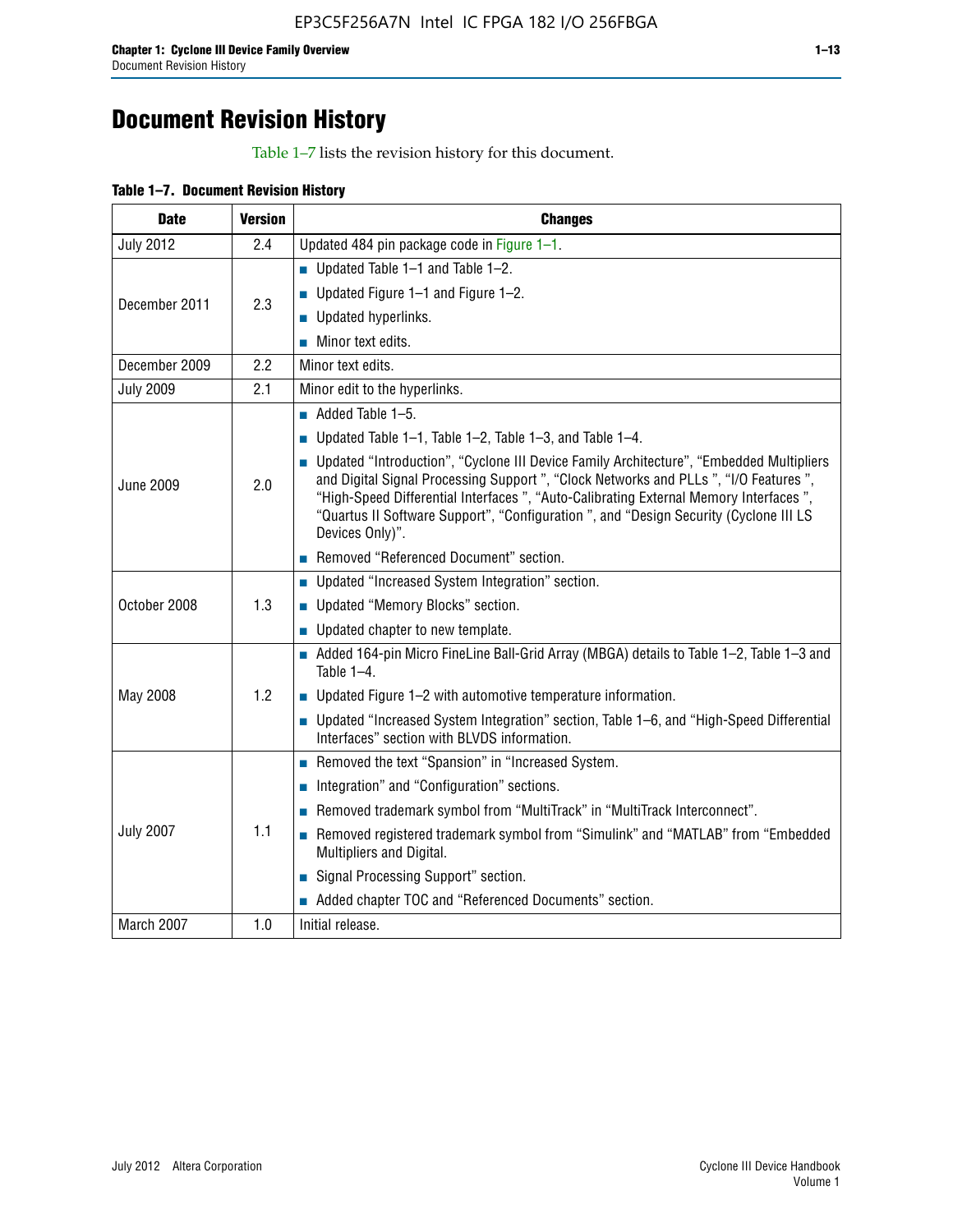# Document Revision History

Table 1–7 lists the revision history for this document.

**Table 1–7. Document Revision History**

| Date | Version | Changes |
|---|---|---|
| July 2012 | 2.4 | Updated 484 pin package code in Figure 1–1. |
| December 2011 | 2.3 | ■ Updated Table 1–1 and Table 1–2.<br>■ Updated Figure 1–1 and Figure 1–2.<br>■ Updated hyperlinks.<br>■ Minor text edits. |
| December 2009 | 2.2 | Minor text edits. |
| July 2009 | 2.1 | Minor edit to the hyperlinks. |
| June 2009 | 2.0 | ■ Added Table 1–5.<br>■ Updated Table 1–1, Table 1–2, Table 1–3, and Table 1–4.<br>■ Updated "Introduction", "Cyclone III Device Family Architecture", "Embedded Multipliers and Digital Signal Processing Support ", "Clock Networks and PLLs ", "I/O Features ", "High-Speed Differential Interfaces ", "Auto-Calibrating External Memory Interfaces ", "Quartus II Software Support", "Configuration ", and "Design Security (Cyclone III LS Devices Only)".<br>■ Removed "Referenced Document" section. |
| October 2008 | 1.3 | ■ Updated "Increased System Integration" section.<br>■ Updated "Memory Blocks" section.<br>■ Updated chapter to new template. |
| May 2008 | 1.2 | ■ Added 164-pin Micro FineLine Ball-Grid Array (MBGA) details to Table 1–2, Table 1–3 and Table 1–4.<br>■ Updated Figure 1–2 with automotive temperature information.<br>■ Updated "Increased System Integration" section, Table 1–6, and "High-Speed Differential Interfaces" section with BLVDS information. |
| July 2007 | 1.1 | ■ Removed the text "Spansion" in "Increased System.<br>■ Integration" and "Configuration" sections.<br>■ Removed trademark symbol from "MultiTrack" in "MultiTrack Interconnect".<br>■ Removed registered trademark symbol from "Simulink" and "MATLAB" from "Embedded Multipliers and Digital.<br>■ Signal Processing Support" section.<br>■ Added chapter TOC and "Referenced Documents" section. |
| March 2007 | 1.0 | Initial release. |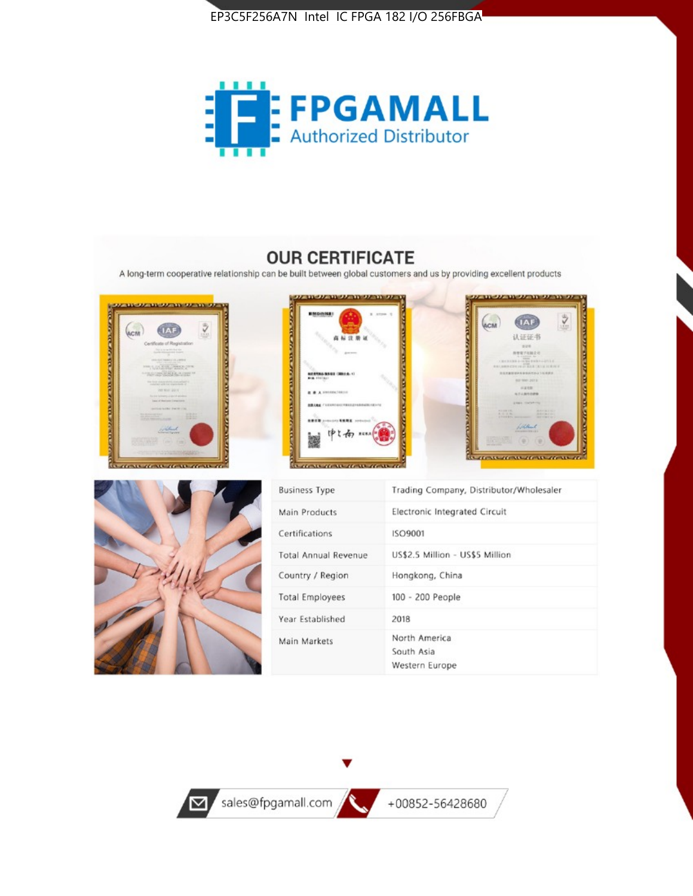FPGAMALL
Authorized Distributor

## OUR CERTIFICATE

A long-term cooperative relationship can be built between global customers and us by providing excellent products

| | |
|---|---|
| Business Type | Trading Company, Distributor/Wholesaler |
| Main Products | Electronic Integrated Circuit |
| Certifications | ISO9001 |
| Total Annual Revenue | US$2.5 Million - US$5 Million |
| Country / Region | Hongkong, China |
| Total Employees | 100 - 200 People |
| Year Established | 2018 |
| Main Markets | North America<br>South Asia<br>Western Europe |

sales@fpgamall.com

+00852-56428680